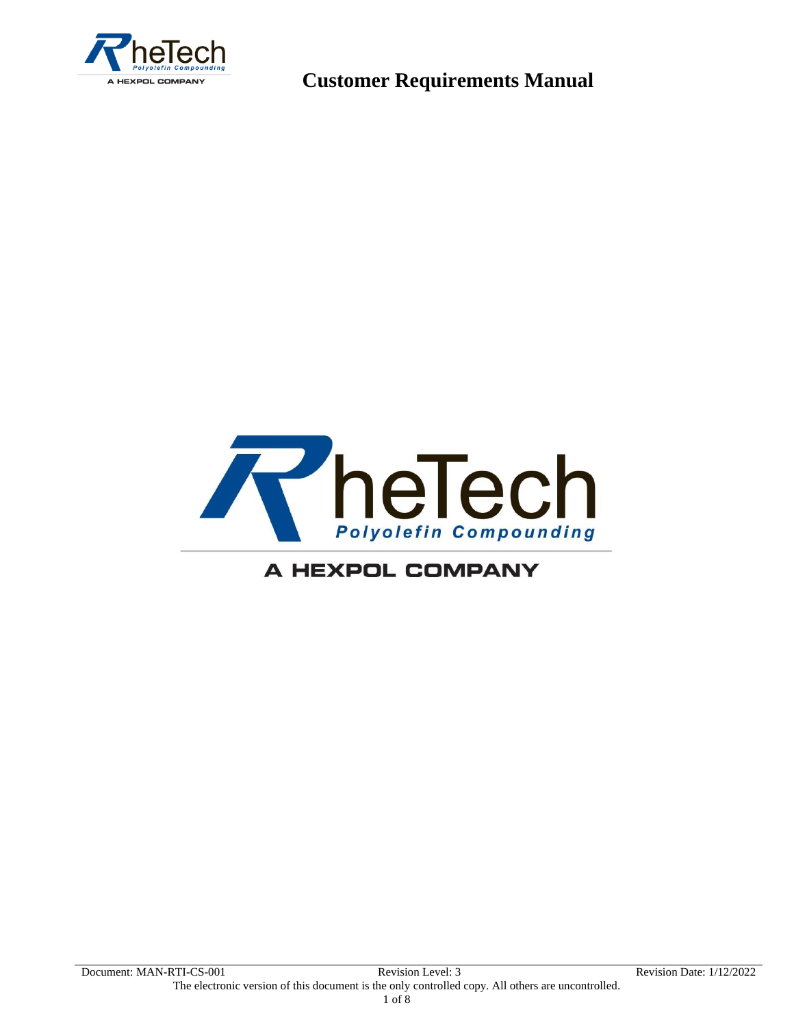# Customer Requirements Manual

RheTech

Polyolefin Compounding

A HEXPOL COMPANY

Document: MAN-RTI-CS-001 | Revision Level: 3 | Revision Date: 1/12/2022

The electronic version of this document is the only controlled copy. All others are uncontrolled.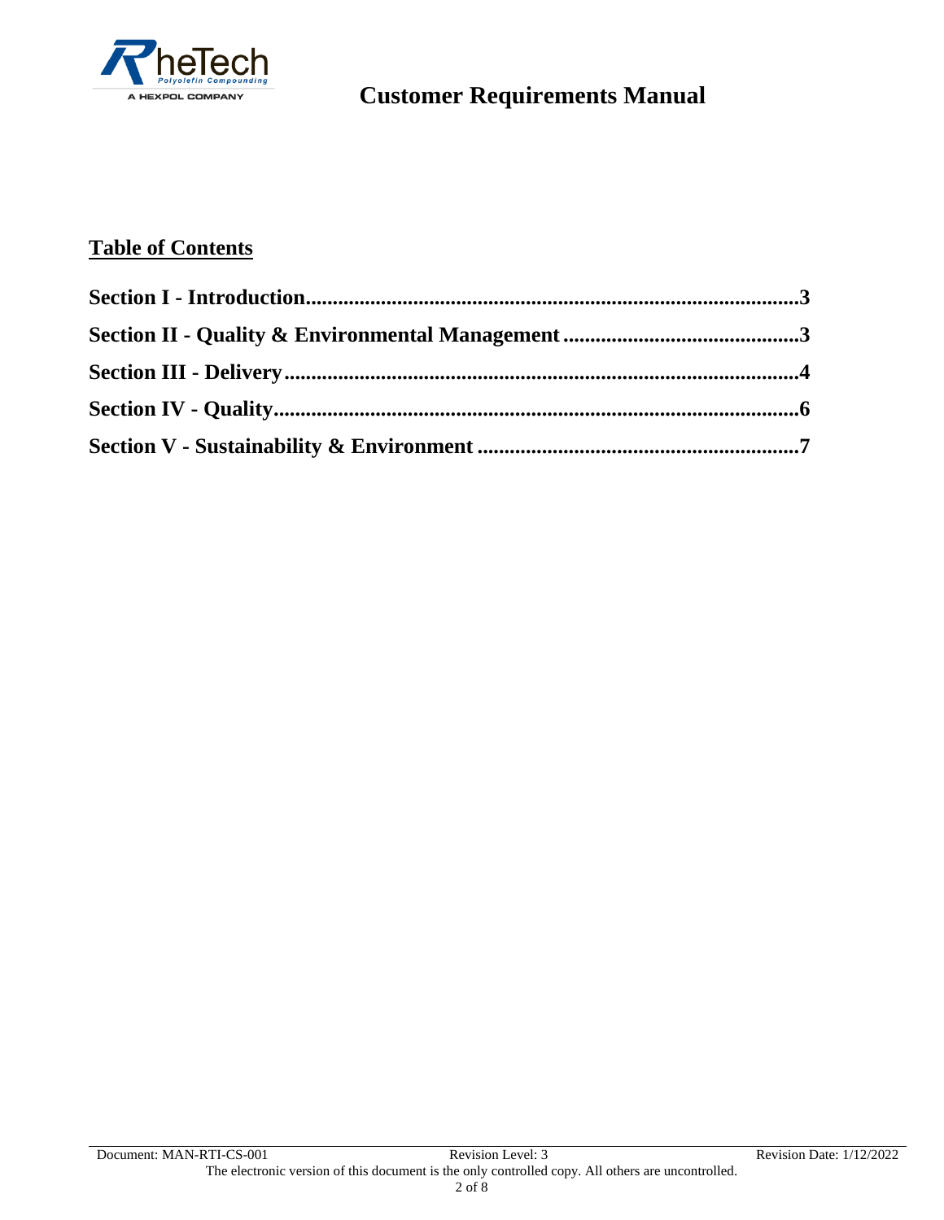## Table of Contents

**Section I - Introduction....................................................................................3**

**Section II - Quality & Environmental Management ............................................3**

**Section III - Delivery............................................................................................4**

**Section IV - Quality...............................................................................................6**

**Section V - Sustainability & Environment ..........................................................7**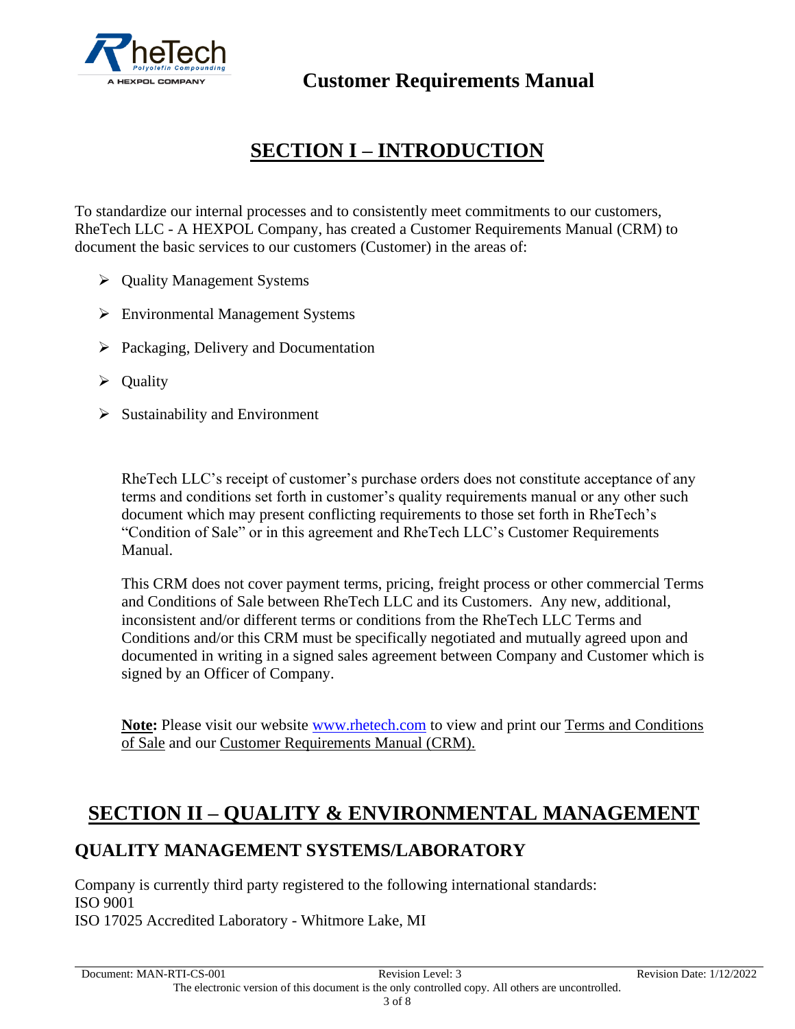# SECTION I – INTRODUCTION

To standardize our internal processes and to consistently meet commitments to our customers, RheTech LLC - A HEXPOL Company, has created a Customer Requirements Manual (CRM) to document the basic services to our customers (Customer) in the areas of:

- Quality Management Systems
- Environmental Management Systems
- Packaging, Delivery and Documentation
- Quality
- Sustainability and Environment

RheTech LLC's receipt of customer's purchase orders does not constitute acceptance of any terms and conditions set forth in customer's quality requirements manual or any other such document which may present conflicting requirements to those set forth in RheTech's "Condition of Sale" or in this agreement and RheTech LLC's Customer Requirements Manual.

This CRM does not cover payment terms, pricing, freight process or other commercial Terms and Conditions of Sale between RheTech LLC and its Customers. Any new, additional, inconsistent and/or different terms or conditions from the RheTech LLC Terms and Conditions and/or this CRM must be specifically negotiated and mutually agreed upon and documented in writing in a signed sales agreement between Company and Customer which is signed by an Officer of Company.

**Note:** Please visit our website www.rhetech.com to view and print our Terms and Conditions of Sale and our Customer Requirements Manual (CRM).

# SECTION II – QUALITY & ENVIRONMENTAL MANAGEMENT

## QUALITY MANAGEMENT SYSTEMS/LABORATORY

Company is currently third party registered to the following international standards:
ISO 9001
ISO 17025 Accredited Laboratory - Whitmore Lake, MI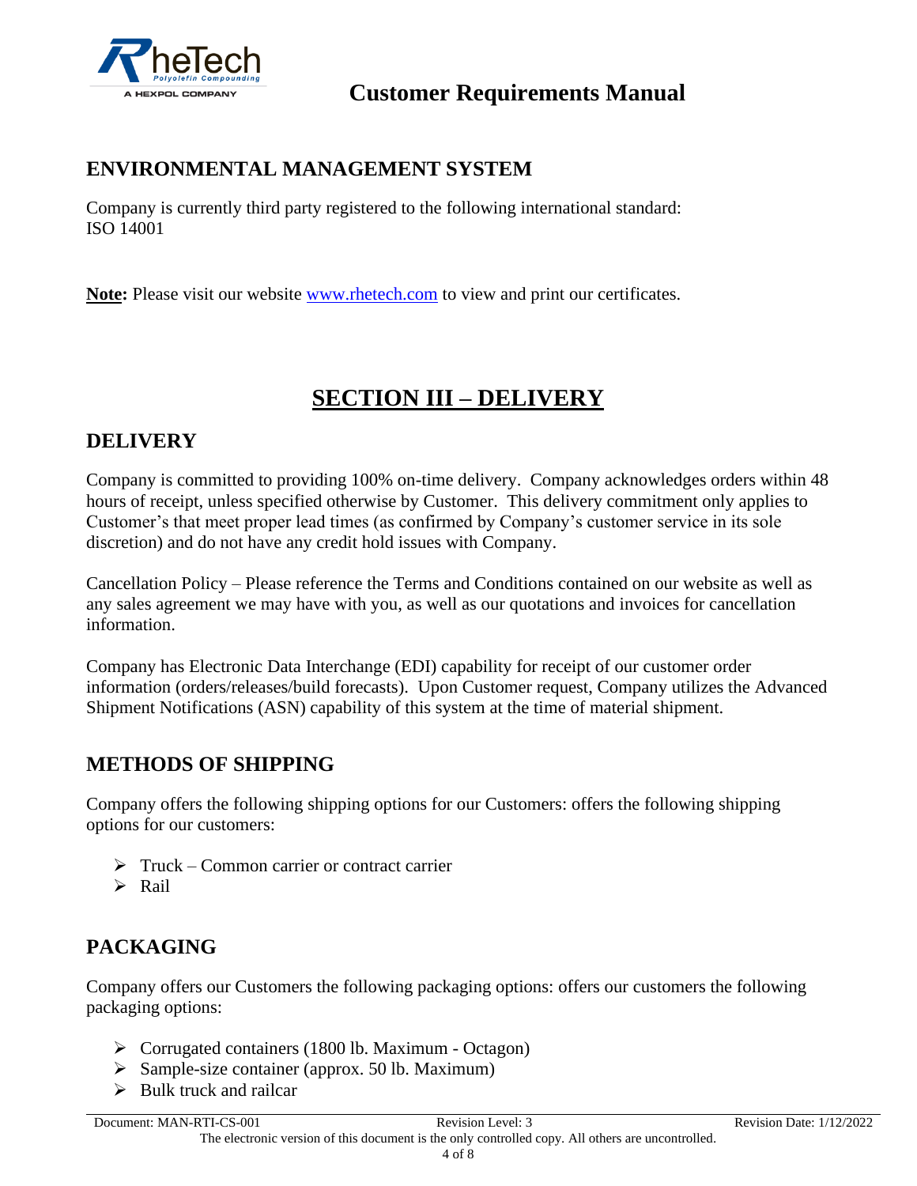## ENVIRONMENTAL MANAGEMENT SYSTEM

Company is currently third party registered to the following international standard:
ISO 14001

**Note:** Please visit our website www.rhetech.com to view and print our certificates.

# SECTION III – DELIVERY

## DELIVERY

Company is committed to providing 100% on-time delivery. Company acknowledges orders within 48 hours of receipt, unless specified otherwise by Customer. This delivery commitment only applies to Customer's that meet proper lead times (as confirmed by Company's customer service in its sole discretion) and do not have any credit hold issues with Company.

Cancellation Policy – Please reference the Terms and Conditions contained on our website as well as any sales agreement we may have with you, as well as our quotations and invoices for cancellation information.

Company has Electronic Data Interchange (EDI) capability for receipt of our customer order information (orders/releases/build forecasts). Upon Customer request, Company utilizes the Advanced Shipment Notifications (ASN) capability of this system at the time of material shipment.

## METHODS OF SHIPPING

Company offers the following shipping options for our Customers: offers the following shipping options for our customers:

- Truck – Common carrier or contract carrier
- Rail

## PACKAGING

Company offers our Customers the following packaging options: offers our customers the following packaging options:

- Corrugated containers (1800 lb. Maximum - Octagon)
- Sample-size container (approx. 50 lb. Maximum)
- Bulk truck and railcar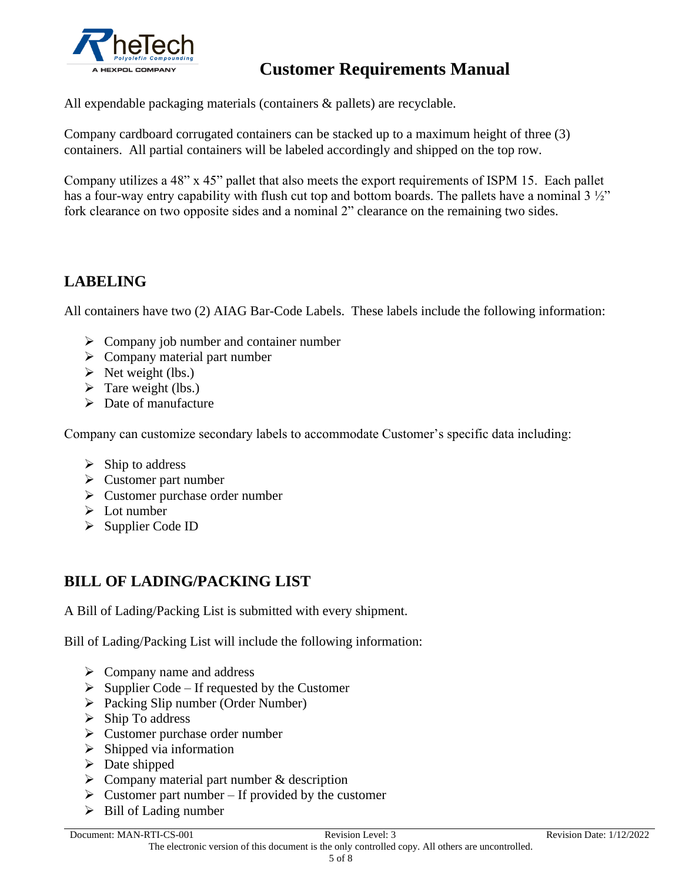All expendable packaging materials (containers & pallets) are recyclable.

Company cardboard corrugated containers can be stacked up to a maximum height of three (3) containers. All partial containers will be labeled accordingly and shipped on the top row.

Company utilizes a 48" x 45" pallet that also meets the export requirements of ISPM 15. Each pallet has a four-way entry capability with flush cut top and bottom boards. The pallets have a nominal 3 ½" fork clearance on two opposite sides and a nominal 2" clearance on the remaining two sides.

## LABELING

All containers have two (2) AIAG Bar-Code Labels. These labels include the following information:

- Company job number and container number
- Company material part number
- Net weight (lbs.)
- Tare weight (lbs.)
- Date of manufacture

Company can customize secondary labels to accommodate Customer's specific data including:

- Ship to address
- Customer part number
- Customer purchase order number
- Lot number
- Supplier Code ID

## BILL OF LADING/PACKING LIST

A Bill of Lading/Packing List is submitted with every shipment.

Bill of Lading/Packing List will include the following information:

- Company name and address
- Supplier Code – If requested by the Customer
- Packing Slip number (Order Number)
- Ship To address
- Customer purchase order number
- Shipped via information
- Date shipped
- Company material part number & description
- Customer part number – If provided by the customer
- Bill of Lading number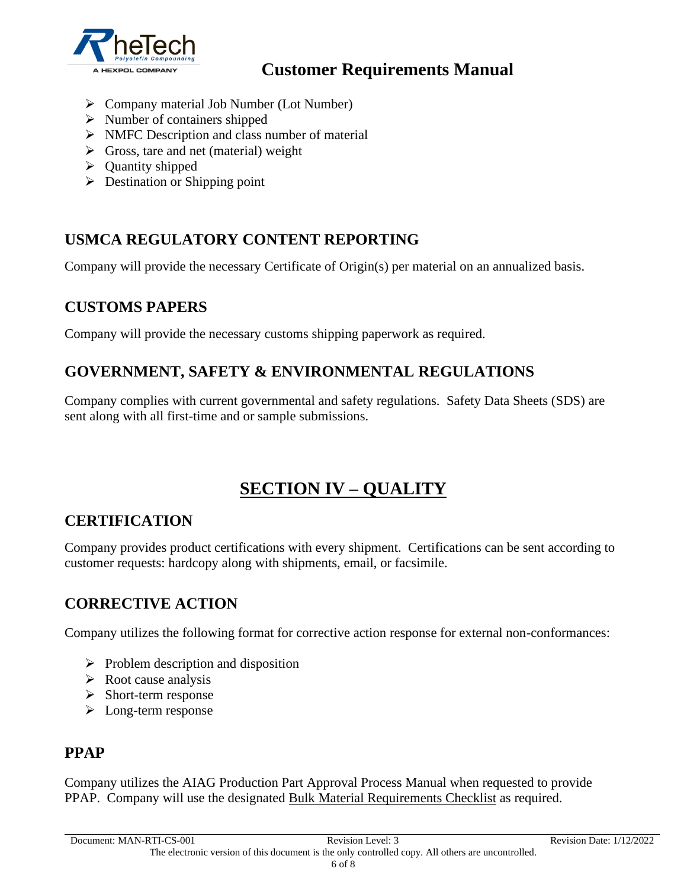- Company material Job Number (Lot Number)
- Number of containers shipped
- NMFC Description and class number of material
- Gross, tare and net (material) weight
- Quantity shipped
- Destination or Shipping point

## USMCA REGULATORY CONTENT REPORTING

Company will provide the necessary Certificate of Origin(s) per material on an annualized basis.

## CUSTOMS PAPERS

Company will provide the necessary customs shipping paperwork as required.

## GOVERNMENT, SAFETY & ENVIRONMENTAL REGULATIONS

Company complies with current governmental and safety regulations. Safety Data Sheets (SDS) are sent along with all first-time and or sample submissions.

# SECTION IV – QUALITY

## CERTIFICATION

Company provides product certifications with every shipment. Certifications can be sent according to customer requests: hardcopy along with shipments, email, or facsimile.

## CORRECTIVE ACTION

Company utilizes the following format for corrective action response for external non-conformances:

- Problem description and disposition
- Root cause analysis
- Short-term response
- Long-term response

## PPAP

Company utilizes the AIAG Production Part Approval Process Manual when requested to provide PPAP. Company will use the designated Bulk Material Requirements Checklist as required.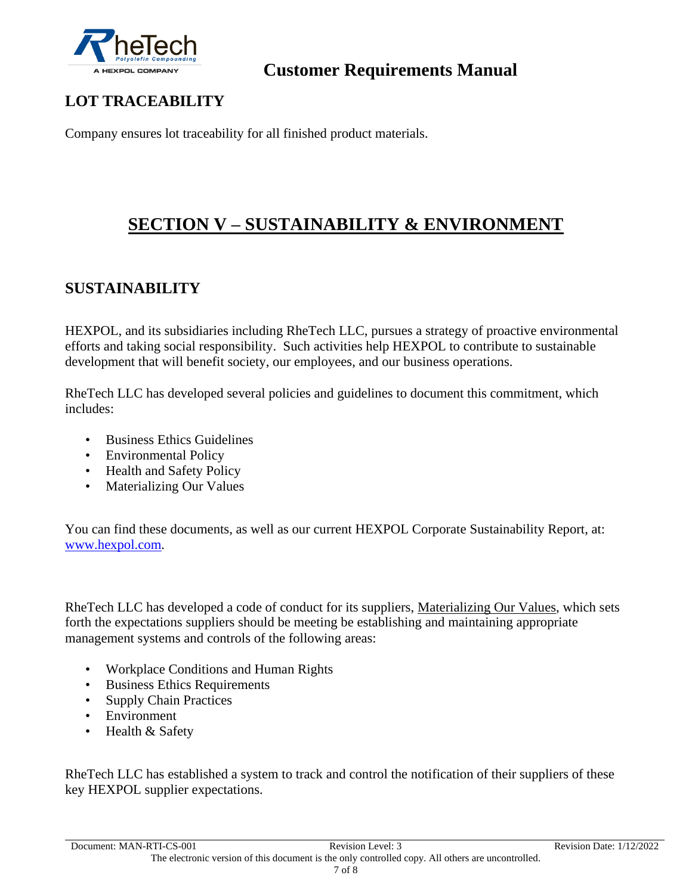## LOT TRACEABILITY

Company ensures lot traceability for all finished product materials.

# SECTION V – SUSTAINABILITY & ENVIRONMENT

## SUSTAINABILITY

HEXPOL, and its subsidiaries including RheTech LLC, pursues a strategy of proactive environmental efforts and taking social responsibility. Such activities help HEXPOL to contribute to sustainable development that will benefit society, our employees, and our business operations.

RheTech LLC has developed several policies and guidelines to document this commitment, which includes:

- Business Ethics Guidelines
- Environmental Policy
- Health and Safety Policy
- Materializing Our Values

You can find these documents, as well as our current HEXPOL Corporate Sustainability Report, at: [www.hexpol.com](http://www.hexpol.com).

RheTech LLC has developed a code of conduct for its suppliers, Materializing Our Values, which sets forth the expectations suppliers should be meeting be establishing and maintaining appropriate management systems and controls of the following areas:

- Workplace Conditions and Human Rights
- Business Ethics Requirements
- Supply Chain Practices
- Environment
- Health & Safety

RheTech LLC has established a system to track and control the notification of their suppliers of these key HEXPOL supplier expectations.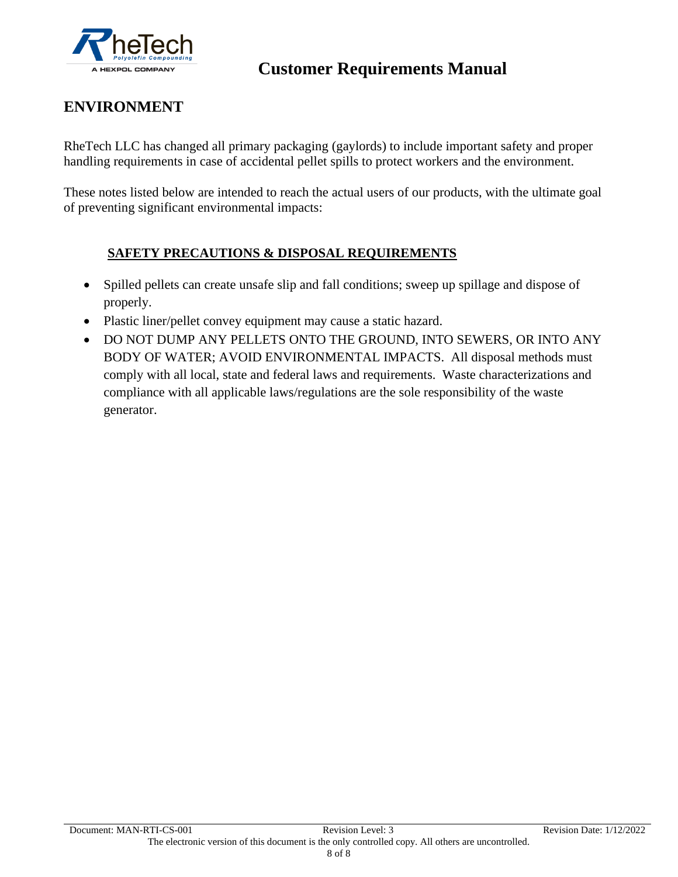## ENVIRONMENT

RheTech LLC has changed all primary packaging (gaylords) to include important safety and proper handling requirements in case of accidental pellet spills to protect workers and the environment.

These notes listed below are intended to reach the actual users of our products, with the ultimate goal of preventing significant environmental impacts:

### SAFETY PRECAUTIONS & DISPOSAL REQUIREMENTS

- Spilled pellets can create unsafe slip and fall conditions; sweep up spillage and dispose of properly.
- Plastic liner/pellet convey equipment may cause a static hazard.
- DO NOT DUMP ANY PELLETS ONTO THE GROUND, INTO SEWERS, OR INTO ANY BODY OF WATER; AVOID ENVIRONMENTAL IMPACTS. All disposal methods must comply with all local, state and federal laws and requirements. Waste characterizations and compliance with all applicable laws/regulations are the sole responsibility of the waste generator.